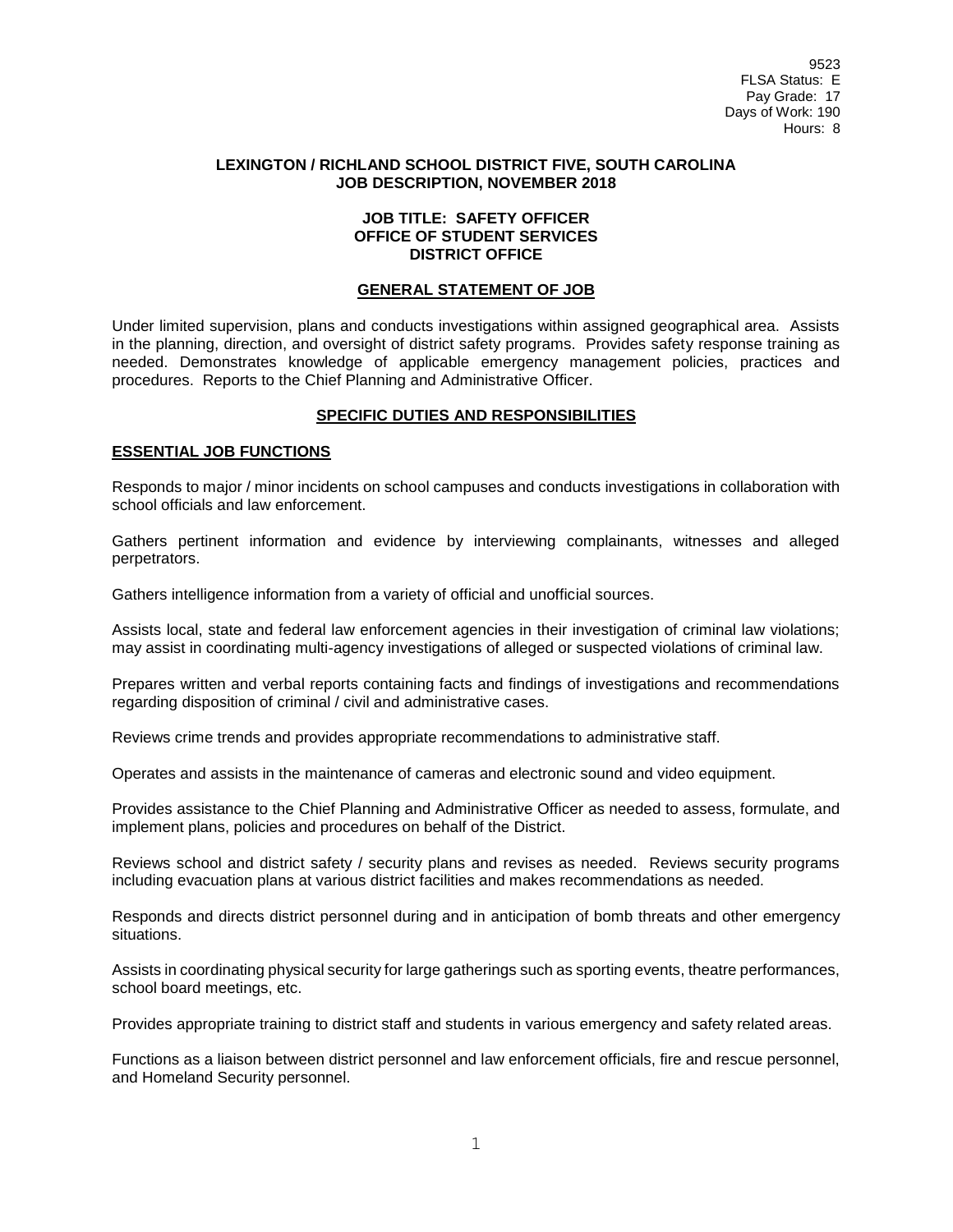9523
FLSA Status: E
Pay Grade: 17
Days of Work: 190
Hours: 8

**LEXINGTON / RICHLAND SCHOOL DISTRICT FIVE, SOUTH CAROLINA**
**JOB DESCRIPTION, NOVEMBER 2018**

**JOB TITLE: SAFETY OFFICER**
**OFFICE OF STUDENT SERVICES**
**DISTRICT OFFICE**

## GENERAL STATEMENT OF JOB

Under limited supervision, plans and conducts investigations within assigned geographical area. Assists in the planning, direction, and oversight of district safety programs. Provides safety response training as needed. Demonstrates knowledge of applicable emergency management policies, practices and procedures. Reports to the Chief Planning and Administrative Officer.

## SPECIFIC DUTIES AND RESPONSIBILITIES

### ESSENTIAL JOB FUNCTIONS

Responds to major / minor incidents on school campuses and conducts investigations in collaboration with school officials and law enforcement.

Gathers pertinent information and evidence by interviewing complainants, witnesses and alleged perpetrators.

Gathers intelligence information from a variety of official and unofficial sources.

Assists local, state and federal law enforcement agencies in their investigation of criminal law violations; may assist in coordinating multi-agency investigations of alleged or suspected violations of criminal law.

Prepares written and verbal reports containing facts and findings of investigations and recommendations regarding disposition of criminal / civil and administrative cases.

Reviews crime trends and provides appropriate recommendations to administrative staff.

Operates and assists in the maintenance of cameras and electronic sound and video equipment.

Provides assistance to the Chief Planning and Administrative Officer as needed to assess, formulate, and implement plans, policies and procedures on behalf of the District.

Reviews school and district safety / security plans and revises as needed. Reviews security programs including evacuation plans at various district facilities and makes recommendations as needed.

Responds and directs district personnel during and in anticipation of bomb threats and other emergency situations.

Assists in coordinating physical security for large gatherings such as sporting events, theatre performances, school board meetings, etc.

Provides appropriate training to district staff and students in various emergency and safety related areas.

Functions as a liaison between district personnel and law enforcement officials, fire and rescue personnel, and Homeland Security personnel.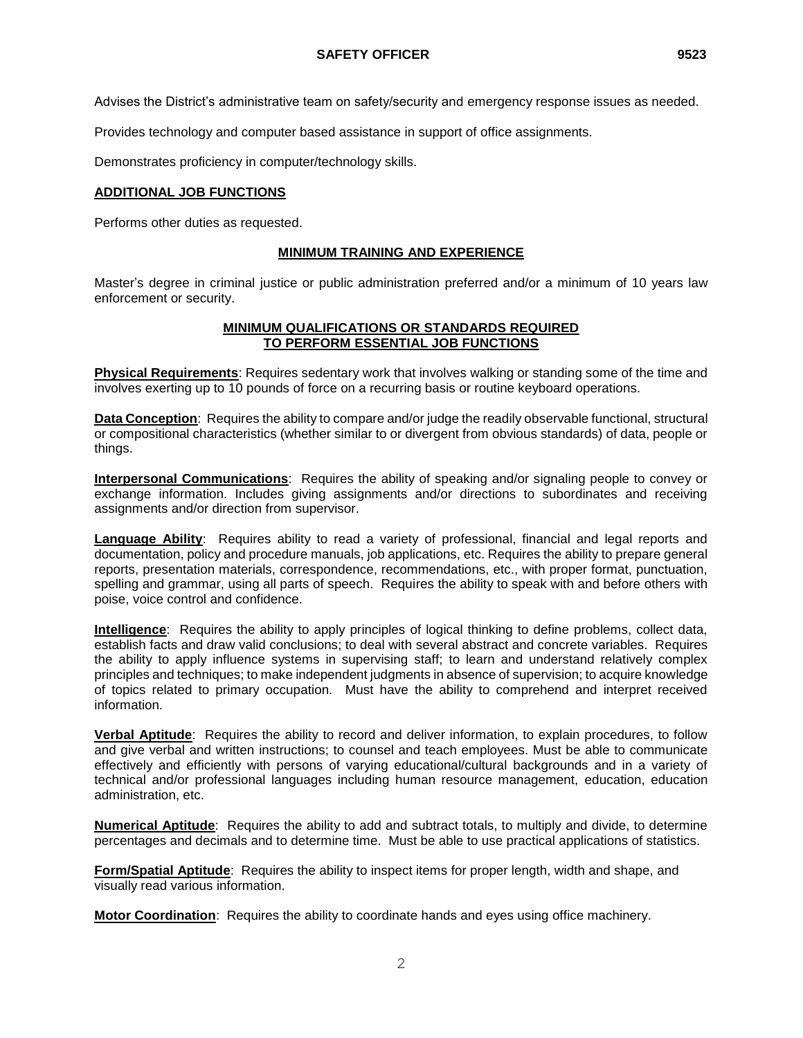Advises the District's administrative team on safety/security and emergency response issues as needed.

Provides technology and computer based assistance in support of office assignments.

Demonstrates proficiency in computer/technology skills.

**ADDITIONAL JOB FUNCTIONS**

Performs other duties as requested.

## MINIMUM TRAINING AND EXPERIENCE

Master's degree in criminal justice or public administration preferred and/or a minimum of 10 years law enforcement or security.

## MINIMUM QUALIFICATIONS OR STANDARDS REQUIRED TO PERFORM ESSENTIAL JOB FUNCTIONS

**Physical Requirements**: Requires sedentary work that involves walking or standing some of the time and involves exerting up to 10 pounds of force on a recurring basis or routine keyboard operations.

**Data Conception**: Requires the ability to compare and/or judge the readily observable functional, structural or compositional characteristics (whether similar to or divergent from obvious standards) of data, people or things.

**Interpersonal Communications**: Requires the ability of speaking and/or signaling people to convey or exchange information. Includes giving assignments and/or directions to subordinates and receiving assignments and/or direction from supervisor.

**Language Ability**: Requires ability to read a variety of professional, financial and legal reports and documentation, policy and procedure manuals, job applications, etc. Requires the ability to prepare general reports, presentation materials, correspondence, recommendations, etc., with proper format, punctuation, spelling and grammar, using all parts of speech. Requires the ability to speak with and before others with poise, voice control and confidence.

**Intelligence**: Requires the ability to apply principles of logical thinking to define problems, collect data, establish facts and draw valid conclusions; to deal with several abstract and concrete variables. Requires the ability to apply influence systems in supervising staff; to learn and understand relatively complex principles and techniques; to make independent judgments in absence of supervision; to acquire knowledge of topics related to primary occupation. Must have the ability to comprehend and interpret received information.

**Verbal Aptitude**: Requires the ability to record and deliver information, to explain procedures, to follow and give verbal and written instructions; to counsel and teach employees. Must be able to communicate effectively and efficiently with persons of varying educational/cultural backgrounds and in a variety of technical and/or professional languages including human resource management, education, education administration, etc.

**Numerical Aptitude**: Requires the ability to add and subtract totals, to multiply and divide, to determine percentages and decimals and to determine time. Must be able to use practical applications of statistics.

**Form/Spatial Aptitude**: Requires the ability to inspect items for proper length, width and shape, and visually read various information.

**Motor Coordination**: Requires the ability to coordinate hands and eyes using office machinery.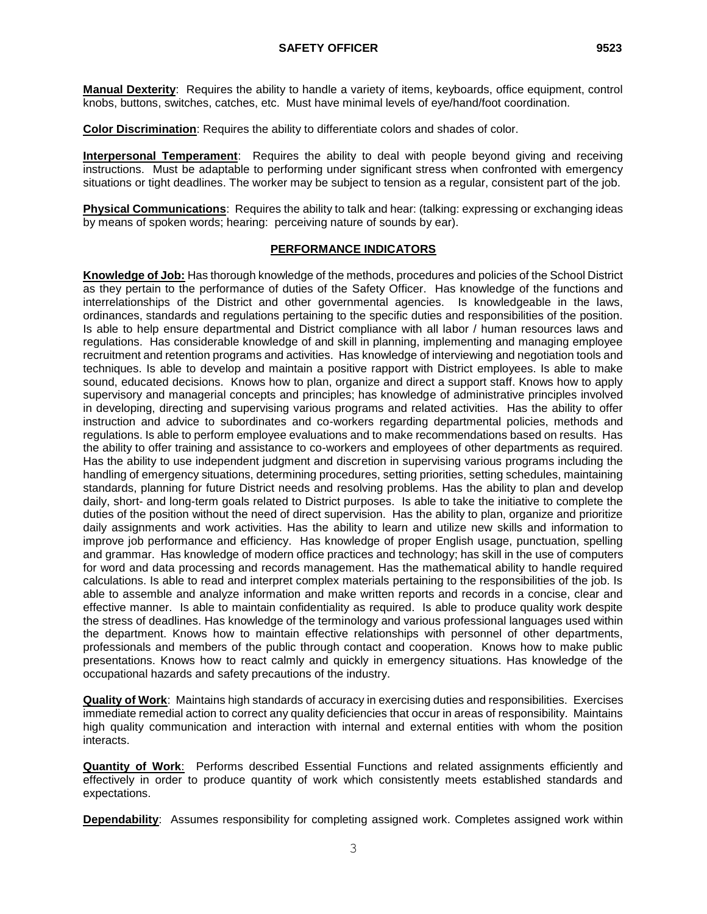**Manual Dexterity**: Requires the ability to handle a variety of items, keyboards, office equipment, control knobs, buttons, switches, catches, etc. Must have minimal levels of eye/hand/foot coordination.

**Color Discrimination**: Requires the ability to differentiate colors and shades of color.

**Interpersonal Temperament**: Requires the ability to deal with people beyond giving and receiving instructions. Must be adaptable to performing under significant stress when confronted with emergency situations or tight deadlines. The worker may be subject to tension as a regular, consistent part of the job.

**Physical Communications**: Requires the ability to talk and hear: (talking: expressing or exchanging ideas by means of spoken words; hearing: perceiving nature of sounds by ear).

## PERFORMANCE INDICATORS

**Knowledge of Job:** Has thorough knowledge of the methods, procedures and policies of the School District as they pertain to the performance of duties of the Safety Officer. Has knowledge of the functions and interrelationships of the District and other governmental agencies. Is knowledgeable in the laws, ordinances, standards and regulations pertaining to the specific duties and responsibilities of the position. Is able to help ensure departmental and District compliance with all labor / human resources laws and regulations. Has considerable knowledge of and skill in planning, implementing and managing employee recruitment and retention programs and activities. Has knowledge of interviewing and negotiation tools and techniques. Is able to develop and maintain a positive rapport with District employees. Is able to make sound, educated decisions. Knows how to plan, organize and direct a support staff. Knows how to apply supervisory and managerial concepts and principles; has knowledge of administrative principles involved in developing, directing and supervising various programs and related activities. Has the ability to offer instruction and advice to subordinates and co-workers regarding departmental policies, methods and regulations. Is able to perform employee evaluations and to make recommendations based on results. Has the ability to offer training and assistance to co-workers and employees of other departments as required. Has the ability to use independent judgment and discretion in supervising various programs including the handling of emergency situations, determining procedures, setting priorities, setting schedules, maintaining standards, planning for future District needs and resolving problems. Has the ability to plan and develop daily, short- and long-term goals related to District purposes. Is able to take the initiative to complete the duties of the position without the need of direct supervision. Has the ability to plan, organize and prioritize daily assignments and work activities. Has the ability to learn and utilize new skills and information to improve job performance and efficiency. Has knowledge of proper English usage, punctuation, spelling and grammar. Has knowledge of modern office practices and technology; has skill in the use of computers for word and data processing and records management. Has the mathematical ability to handle required calculations. Is able to read and interpret complex materials pertaining to the responsibilities of the job. Is able to assemble and analyze information and make written reports and records in a concise, clear and effective manner. Is able to maintain confidentiality as required. Is able to produce quality work despite the stress of deadlines. Has knowledge of the terminology and various professional languages used within the department. Knows how to maintain effective relationships with personnel of other departments, professionals and members of the public through contact and cooperation. Knows how to make public presentations. Knows how to react calmly and quickly in emergency situations. Has knowledge of the occupational hazards and safety precautions of the industry.

**Quality of Work**: Maintains high standards of accuracy in exercising duties and responsibilities. Exercises immediate remedial action to correct any quality deficiencies that occur in areas of responsibility. Maintains high quality communication and interaction with internal and external entities with whom the position interacts.

**Quantity of Work**: Performs described Essential Functions and related assignments efficiently and effectively in order to produce quantity of work which consistently meets established standards and expectations.

**Dependability**: Assumes responsibility for completing assigned work. Completes assigned work within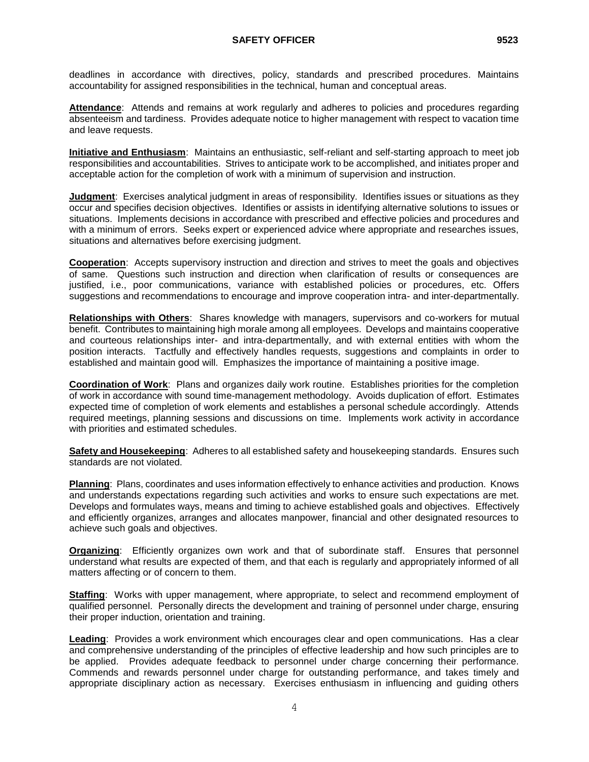deadlines in accordance with directives, policy, standards and prescribed procedures. Maintains accountability for assigned responsibilities in the technical, human and conceptual areas.

**Attendance**: Attends and remains at work regularly and adheres to policies and procedures regarding absenteeism and tardiness. Provides adequate notice to higher management with respect to vacation time and leave requests.

**Initiative and Enthusiasm**: Maintains an enthusiastic, self-reliant and self-starting approach to meet job responsibilities and accountabilities. Strives to anticipate work to be accomplished, and initiates proper and acceptable action for the completion of work with a minimum of supervision and instruction.

**Judgment**: Exercises analytical judgment in areas of responsibility. Identifies issues or situations as they occur and specifies decision objectives. Identifies or assists in identifying alternative solutions to issues or situations. Implements decisions in accordance with prescribed and effective policies and procedures and with a minimum of errors. Seeks expert or experienced advice where appropriate and researches issues, situations and alternatives before exercising judgment.

**Cooperation**: Accepts supervisory instruction and direction and strives to meet the goals and objectives of same. Questions such instruction and direction when clarification of results or consequences are justified, i.e., poor communications, variance with established policies or procedures, etc. Offers suggestions and recommendations to encourage and improve cooperation intra- and inter-departmentally.

**Relationships with Others**: Shares knowledge with managers, supervisors and co-workers for mutual benefit. Contributes to maintaining high morale among all employees. Develops and maintains cooperative and courteous relationships inter- and intra-departmentally, and with external entities with whom the position interacts. Tactfully and effectively handles requests, suggestions and complaints in order to established and maintain good will. Emphasizes the importance of maintaining a positive image.

**Coordination of Work**: Plans and organizes daily work routine. Establishes priorities for the completion of work in accordance with sound time-management methodology. Avoids duplication of effort. Estimates expected time of completion of work elements and establishes a personal schedule accordingly. Attends required meetings, planning sessions and discussions on time. Implements work activity in accordance with priorities and estimated schedules.

**Safety and Housekeeping**: Adheres to all established safety and housekeeping standards. Ensures such standards are not violated.

**Planning**: Plans, coordinates and uses information effectively to enhance activities and production. Knows and understands expectations regarding such activities and works to ensure such expectations are met. Develops and formulates ways, means and timing to achieve established goals and objectives. Effectively and efficiently organizes, arranges and allocates manpower, financial and other designated resources to achieve such goals and objectives.

**Organizing**: Efficiently organizes own work and that of subordinate staff. Ensures that personnel understand what results are expected of them, and that each is regularly and appropriately informed of all matters affecting or of concern to them.

**Staffing**: Works with upper management, where appropriate, to select and recommend employment of qualified personnel. Personally directs the development and training of personnel under charge, ensuring their proper induction, orientation and training.

**Leading**: Provides a work environment which encourages clear and open communications. Has a clear and comprehensive understanding of the principles of effective leadership and how such principles are to be applied. Provides adequate feedback to personnel under charge concerning their performance. Commends and rewards personnel under charge for outstanding performance, and takes timely and appropriate disciplinary action as necessary. Exercises enthusiasm in influencing and guiding others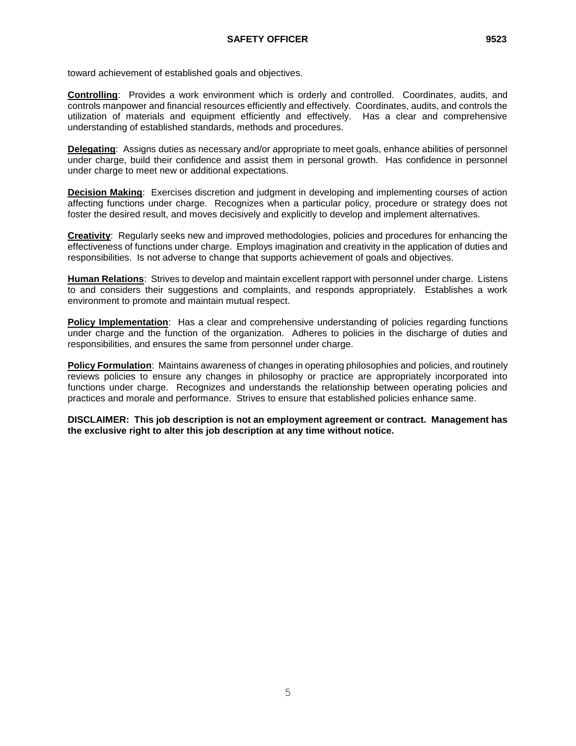toward achievement of established goals and objectives.

**Controlling**: Provides a work environment which is orderly and controlled. Coordinates, audits, and controls manpower and financial resources efficiently and effectively. Coordinates, audits, and controls the utilization of materials and equipment efficiently and effectively. Has a clear and comprehensive understanding of established standards, methods and procedures.

**Delegating**: Assigns duties as necessary and/or appropriate to meet goals, enhance abilities of personnel under charge, build their confidence and assist them in personal growth. Has confidence in personnel under charge to meet new or additional expectations.

**Decision Making**: Exercises discretion and judgment in developing and implementing courses of action affecting functions under charge. Recognizes when a particular policy, procedure or strategy does not foster the desired result, and moves decisively and explicitly to develop and implement alternatives.

**Creativity**: Regularly seeks new and improved methodologies, policies and procedures for enhancing the effectiveness of functions under charge. Employs imagination and creativity in the application of duties and responsibilities. Is not adverse to change that supports achievement of goals and objectives.

**Human Relations**: Strives to develop and maintain excellent rapport with personnel under charge. Listens to and considers their suggestions and complaints, and responds appropriately. Establishes a work environment to promote and maintain mutual respect.

**Policy Implementation**: Has a clear and comprehensive understanding of policies regarding functions under charge and the function of the organization. Adheres to policies in the discharge of duties and responsibilities, and ensures the same from personnel under charge.

**Policy Formulation**: Maintains awareness of changes in operating philosophies and policies, and routinely reviews policies to ensure any changes in philosophy or practice are appropriately incorporated into functions under charge. Recognizes and understands the relationship between operating policies and practices and morale and performance. Strives to ensure that established policies enhance same.

**DISCLAIMER: This job description is not an employment agreement or contract. Management has the exclusive right to alter this job description at any time without notice.**